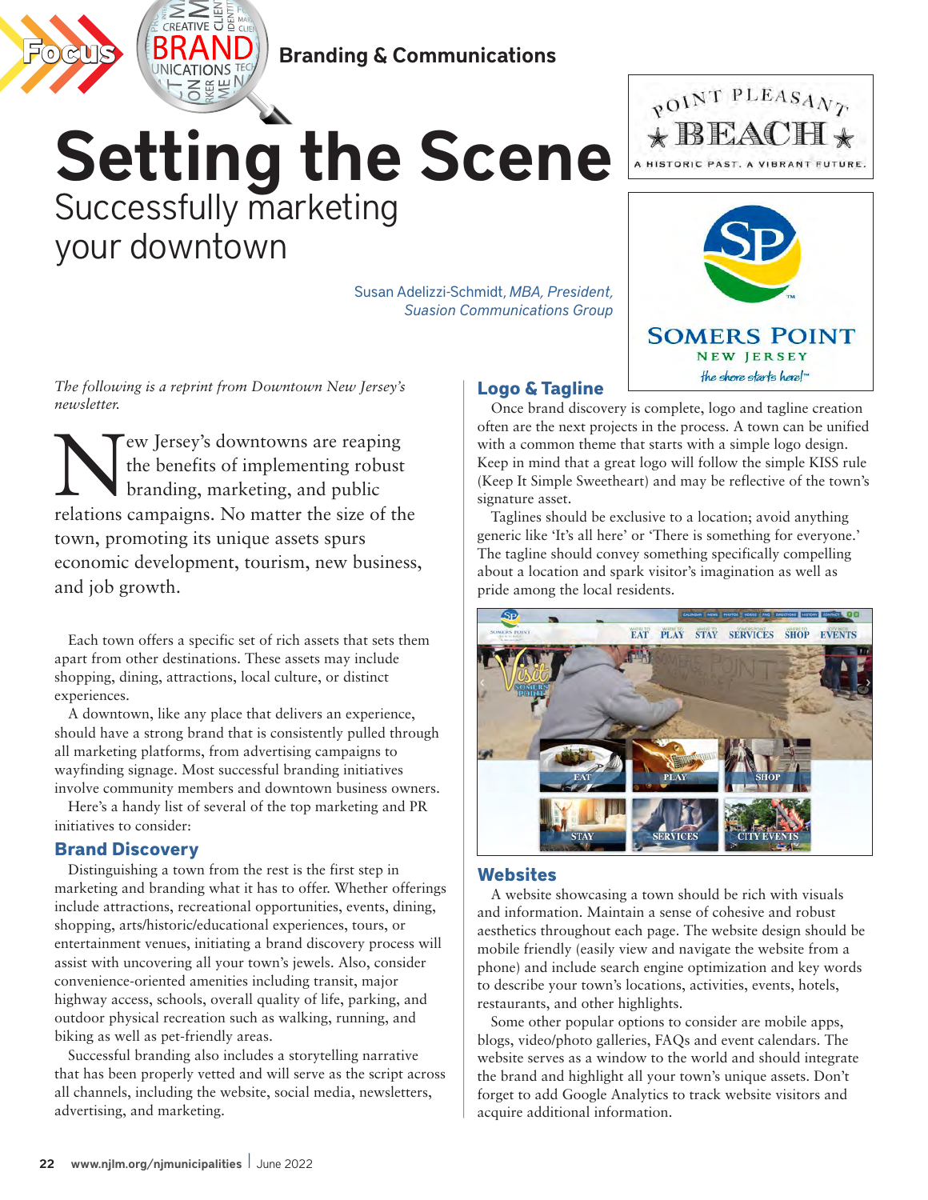Focus — Branding & Communications

# Setting the Scene

## Successfully marketing your downtown

Susan Adelizzi-Schmidt, *MBA, President, Suasion Communications Group*

*The following is a reprint from Downtown New Jersey's newsletter.*

New Jersey's downtowns are reaping the benefits of implementing robust branding, marketing, and public relations campaigns. No matter the size of the town, promoting its unique assets spurs economic development, tourism, new business, and job growth.

Each town offers a specific set of rich assets that sets them apart from other destinations. These assets may include shopping, dining, attractions, local culture, or distinct experiences.

A downtown, like any place that delivers an experience, should have a strong brand that is consistently pulled through all marketing platforms, from advertising campaigns to wayfinding signage. Most successful branding initiatives involve community members and downtown business owners.

Here's a handy list of several of the top marketing and PR initiatives to consider:

### Brand Discovery

Distinguishing a town from the rest is the first step in marketing and branding what it has to offer. Whether offerings include attractions, recreational opportunities, events, dining, shopping, arts/historic/educational experiences, tours, or entertainment venues, initiating a brand discovery process will assist with uncovering all your town's jewels. Also, consider convenience-oriented amenities including transit, major highway access, schools, overall quality of life, parking, and outdoor physical recreation such as walking, running, and biking as well as pet-friendly areas.

Successful branding also includes a storytelling narrative that has been properly vetted and will serve as the script across all channels, including the website, social media, newsletters, advertising, and marketing.

### Logo & Tagline

Once brand discovery is complete, logo and tagline creation often are the next projects in the process. A town can be unified with a common theme that starts with a simple logo design. Keep in mind that a great logo will follow the simple KISS rule (Keep It Simple Sweetheart) and may be reflective of the town's signature asset.

Taglines should be exclusive to a location; avoid anything generic like 'It's all here' or 'There is something for everyone.' The tagline should convey something specifically compelling about a location and spark visitor's imagination as well as pride among the local residents.

### Websites

A website showcasing a town should be rich with visuals and information. Maintain a sense of cohesive and robust aesthetics throughout each page. The website design should be mobile friendly (easily view and navigate the website from a phone) and include search engine optimization and key words to describe your town's locations, activities, events, hotels, restaurants, and other highlights.

Some other popular options to consider are mobile apps, blogs, video/photo galleries, FAQs and event calendars. The website serves as a window to the world and should integrate the brand and highlight all your town's unique assets. Don't forget to add Google Analytics to track website visitors and acquire additional information.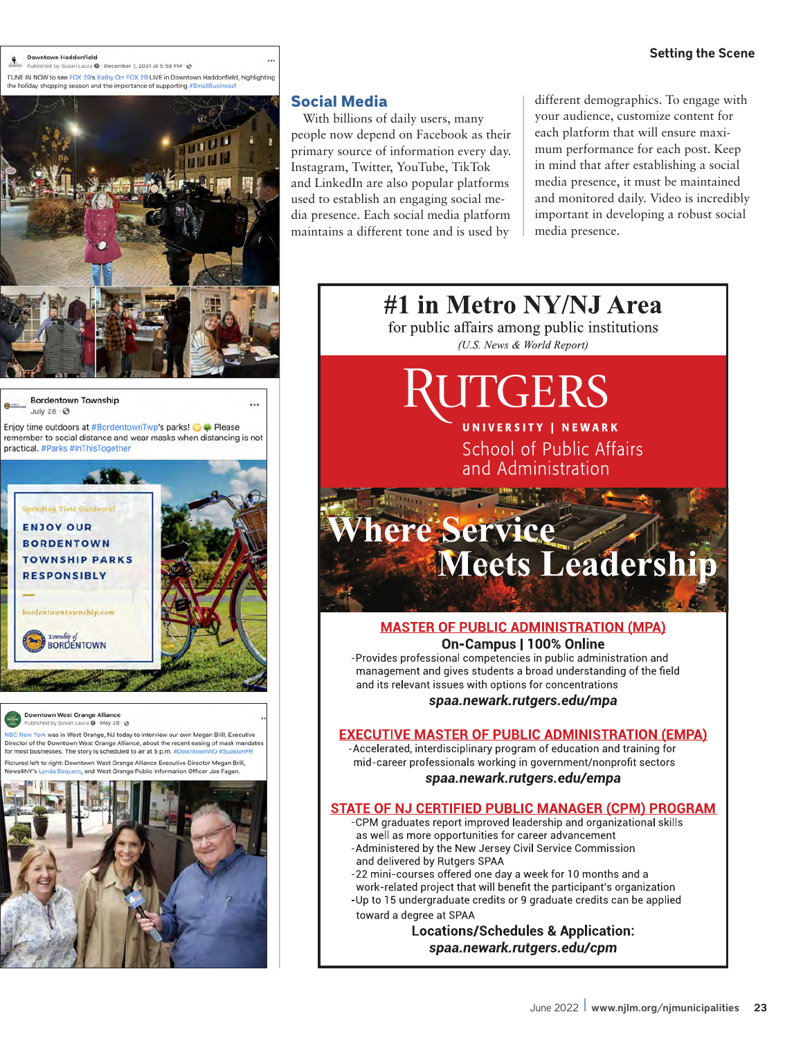## Social Media

With billions of daily users, many people now depend on Facebook as their primary source of information every day. Instagram, Twitter, YouTube, TikTok and LinkedIn are also popular platforms used to establish an engaging social media presence. Each social media platform maintains a different tone and is used by different demographics. To engage with your audience, customize content for each platform that will ensure maximum performance for each post. Keep in mind that after establishing a social media presence, it must be maintained and monitored daily. Video is incredibly important in developing a robust social media presence.

Downtown Haddonfield
Published by Susan Laura · December 7, 2021 at 5:58 PM
TUNE IN NOW to see FOX 29's Kathy Orr FOX 29 LIVE in Downtown Haddonfield, highlighting the holiday shopping season and the importance of supporting #SmallBusiness!

Bordentown Township
July 28
Enjoy time outdoors at #BordentownTwp's parks! Please remember to social distance and wear masks when distancing is not practical. #Parks #InThisTogether

Spending Time Outdoors? ENJOY OUR BORDENTOWN TOWNSHIP PARKS RESPONSIBLY
bordentowntownship.com
Township of BORDENTOWN

Downtown West Orange Alliance
Published by Susan Laura · May 28
NBC New York was in West Orange, NJ today to interview our own Megan Brill, Executive Director of the Downtown West Orange Alliance, about the recent easing of mask mandates for most businesses. The story is scheduled to air at 5 p.m. #DowntownWO #SusanPR
Pictured left to right: Downtown West Orange Alliance Executive Director Megan Brill, News4NY's Lynda Baquero, and West Orange Public Information Officer Joe Fagan.

# #1 in Metro NY/NJ Area

for public affairs among public institutions

*(U.S. News & World Report)*

RUTGERS
UNIVERSITY | NEWARK
School of Public Affairs and Administration

**Where Service Meets Leadership**

### MASTER OF PUBLIC ADMINISTRATION (MPA)

**On-Campus | 100% Online**

- Provides professional competencies in public administration and management and gives students a broad understanding of the field and its relevant issues with options for concentrations

***spaa.newark.rutgers.edu/mpa***

### EXECUTIVE MASTER OF PUBLIC ADMINISTRATION (EMPA)

- Accelerated, interdisciplinary program of education and training for mid-career professionals working in government/nonprofit sectors

***spaa.newark.rutgers.edu/empa***

### STATE OF NJ CERTIFIED PUBLIC MANAGER (CPM) PROGRAM

- CPM graduates report improved leadership and organizational skills as well as more opportunities for career advancement
- Administered by the New Jersey Civil Service Commission and delivered by Rutgers SPAA
- 22 mini-courses offered one day a week for 10 months and a work-related project that will benefit the participant's organization
- Up to 15 undergraduate credits or 9 graduate credits can be applied toward a degree at SPAA

**Locations/Schedules & Application:**

***spaa.newark.rutgers.edu/cpm***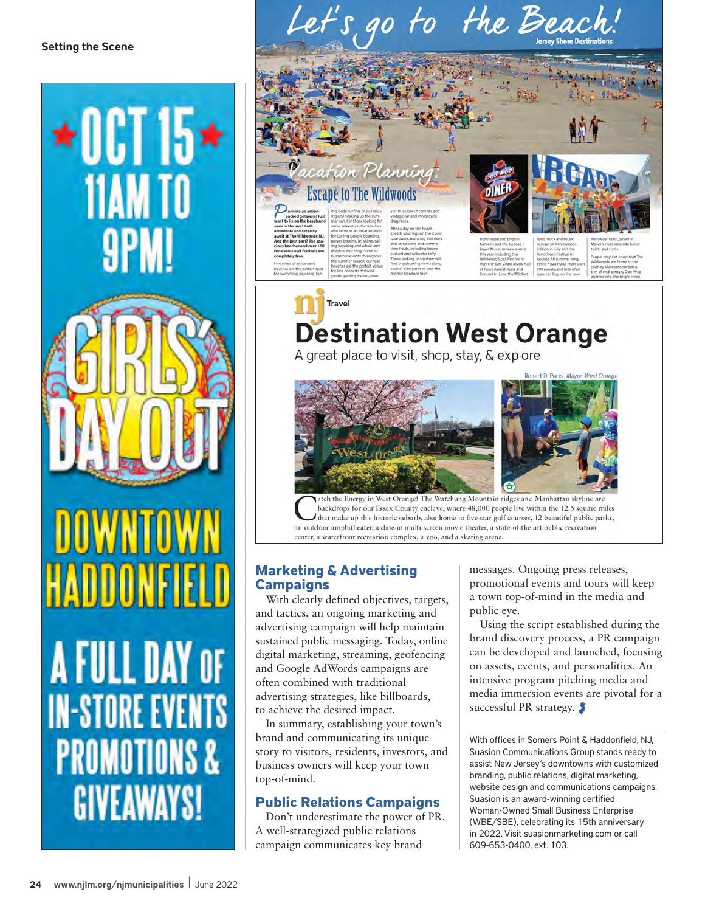## Setting the Scene

★OCT 15★
11AM TO 9PM!

GIRLS' DAY OUT

DOWNTOWN HADDONFIELD

A FULL DAY OF IN-STORE EVENTS PROMOTIONS & GIVEAWAYS!

Let's go to the Beach!

Jersey Shore Destinations

Vacation Planning: Escape to The Wildwoods

nj Travel

# Destination West Orange

A great place to visit, shop, stay, & explore

Robert D. Parisi, Mayor, West Orange

Catch the Energy in West Orange! The Watchung Mountain ridges and Manhattan skyline are backdrops for our Essex County enclave, where 48,000 people live within the 12.5 square miles that make up this historic suburb, also home to five-star golf courses, 12 beautiful public parks, an outdoor amphitheater, a dine-in multi-screen movie theater, a state-of-the-art public recreation center, a waterfront recreation complex, a zoo, and a skating arena.

## Marketing & Advertising Campaigns

With clearly defined objectives, targets, and tactics, an ongoing marketing and advertising campaign will help maintain sustained public messaging. Today, online digital marketing, streaming, geofencing and Google AdWords campaigns are often combined with traditional advertising strategies, like billboards, to achieve the desired impact.

In summary, establishing your town's brand and communicating its unique story to visitors, residents, investors, and business owners will keep your town top-of-mind.

## Public Relations Campaigns

Don't underestimate the power of PR. A well-strategized public relations campaign communicates key brand messages. Ongoing press releases, promotional events and tours will keep a town top-of-mind in the media and public eye.

Using the script established during the brand discovery process, a PR campaign can be developed and launched, focusing on assets, events, and personalities. An intensive program pitching media and media immersion events are pivotal for a successful PR strategy.

---

With offices in Somers Point & Haddonfield, NJ, Suasion Communications Group stands ready to assist New Jersey's downtowns with customized branding, public relations, digital marketing, website design and communications campaigns. Suasion is an award-winning certified Woman-Owned Small Business Enterprise (WBE/SBE), celebrating its 15th anniversary in 2022. Visit suasionmarketing.com or call 609-653-0400, ext. 103.